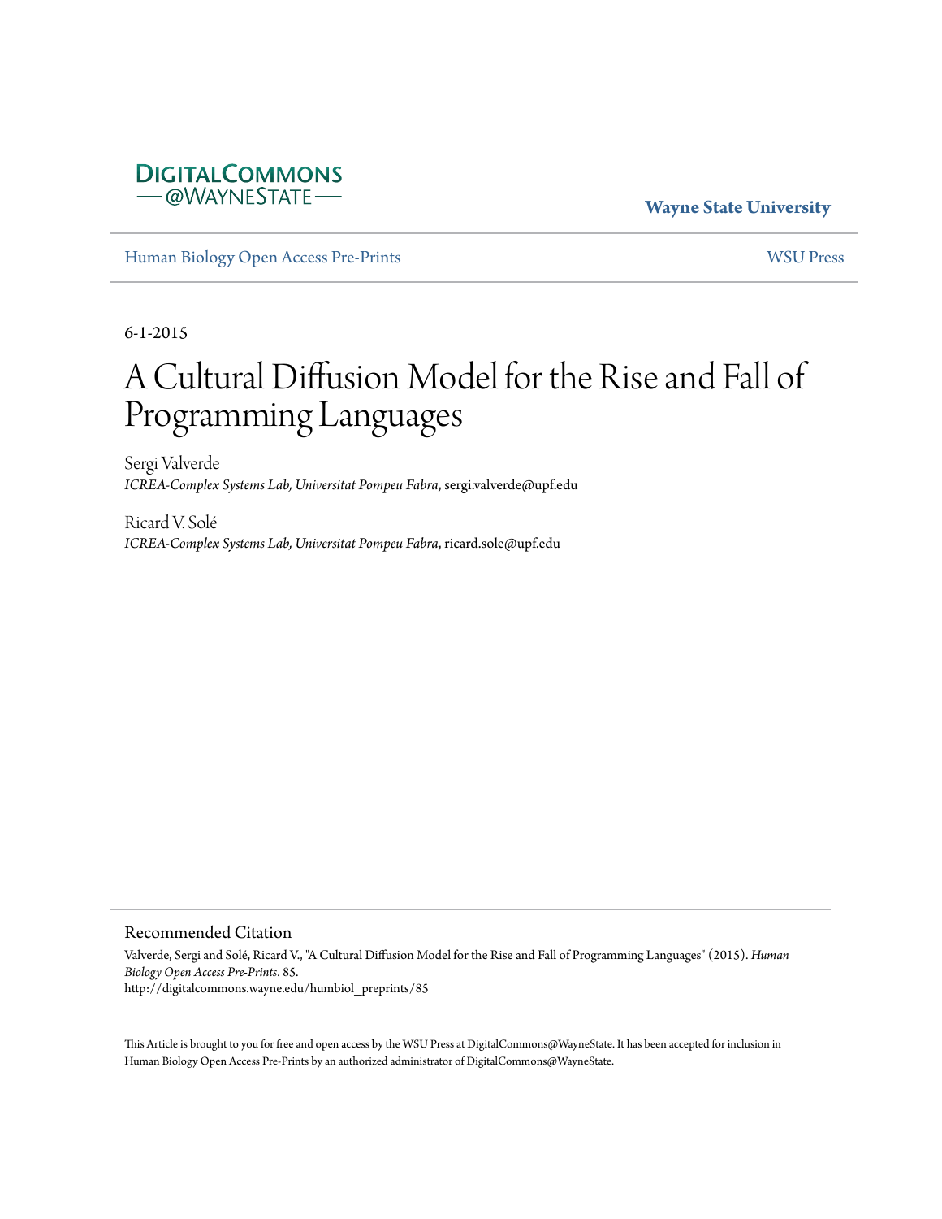DIGITALCOMMONS
— @WAYNESTATE —

**Wayne State University**

Human Biology Open Access Pre-Prints | WSU Press

6-1-2015

# A Cultural Diffusion Model for the Rise and Fall of Programming Languages

Sergi Valverde
*ICREA-Complex Systems Lab, Universitat Pompeu Fabra*, sergi.valverde@upf.edu

Ricard V. Solé
*ICREA-Complex Systems Lab, Universitat Pompeu Fabra*, ricard.sole@upf.edu

## Recommended Citation

Valverde, Sergi and Solé, Ricard V., "A Cultural Diffusion Model for the Rise and Fall of Programming Languages" (2015). *Human Biology Open Access Pre-Prints*. 85.
http://digitalcommons.wayne.edu/humbiol_preprints/85

This Article is brought to you for free and open access by the WSU Press at DigitalCommons@WayneState. It has been accepted for inclusion in Human Biology Open Access Pre-Prints by an authorized administrator of DigitalCommons@WayneState.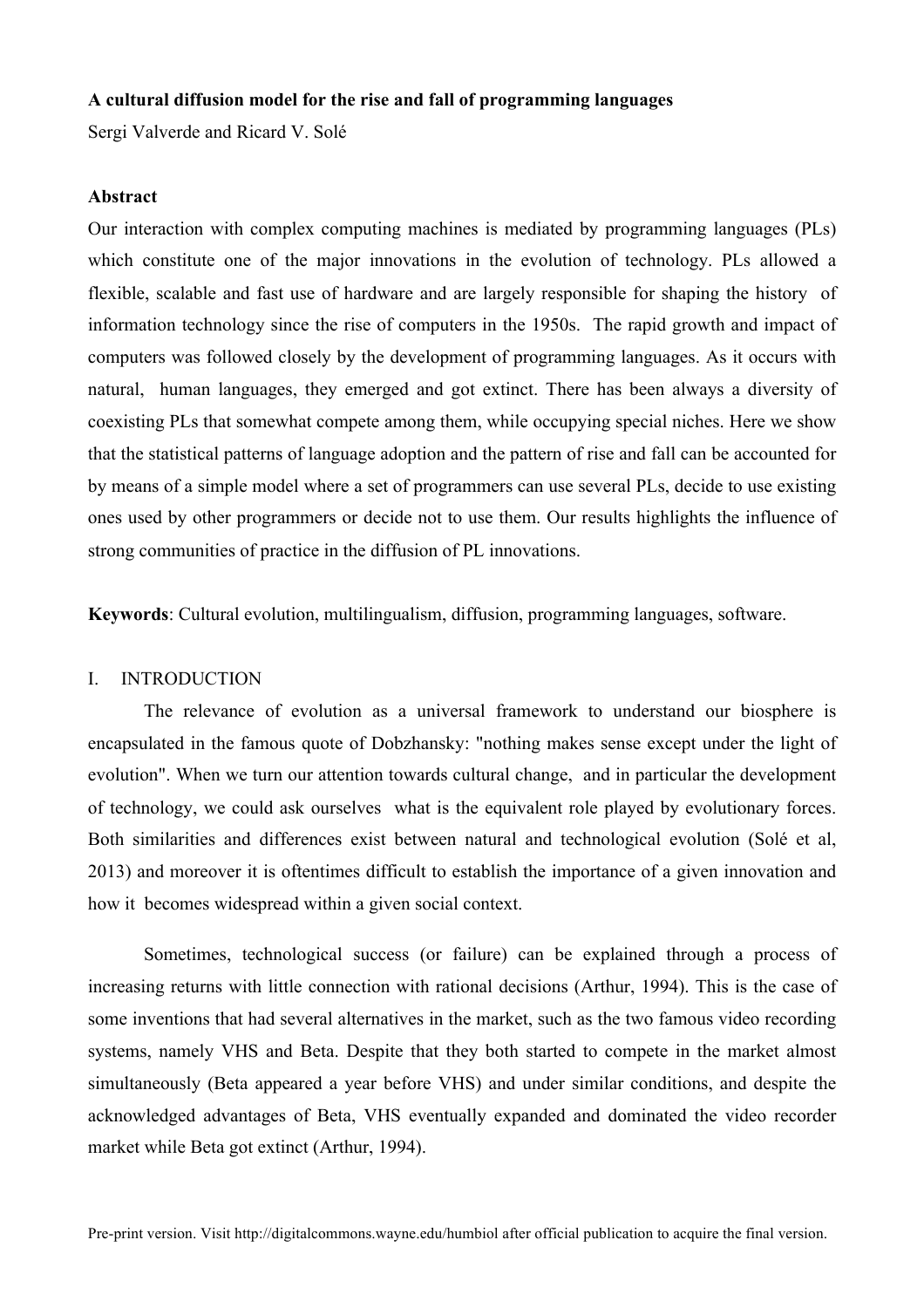**A cultural diffusion model for the rise and fall of programming languages**

Sergi Valverde and Ricard V. Solé

**Abstract**

Our interaction with complex computing machines is mediated by programming languages (PLs) which constitute one of the major innovations in the evolution of technology. PLs allowed a flexible, scalable and fast use of hardware and are largely responsible for shaping the history of information technology since the rise of computers in the 1950s. The rapid growth and impact of computers was followed closely by the development of programming languages. As it occurs with natural, human languages, they emerged and got extinct. There has been always a diversity of coexisting PLs that somewhat compete among them, while occupying special niches. Here we show that the statistical patterns of language adoption and the pattern of rise and fall can be accounted for by means of a simple model where a set of programmers can use several PLs, decide to use existing ones used by other programmers or decide not to use them. Our results highlights the influence of strong communities of practice in the diffusion of PL innovations.

**Keywords**: Cultural evolution, multilingualism, diffusion, programming languages, software.

## I. INTRODUCTION

The relevance of evolution as a universal framework to understand our biosphere is encapsulated in the famous quote of Dobzhansky: "nothing makes sense except under the light of evolution". When we turn our attention towards cultural change, and in particular the development of technology, we could ask ourselves what is the equivalent role played by evolutionary forces. Both similarities and differences exist between natural and technological evolution (Solé et al, 2013) and moreover it is oftentimes difficult to establish the importance of a given innovation and how it becomes widespread within a given social context.

Sometimes, technological success (or failure) can be explained through a process of increasing returns with little connection with rational decisions (Arthur, 1994). This is the case of some inventions that had several alternatives in the market, such as the two famous video recording systems, namely VHS and Beta. Despite that they both started to compete in the market almost simultaneously (Beta appeared a year before VHS) and under similar conditions, and despite the acknowledged advantages of Beta, VHS eventually expanded and dominated the video recorder market while Beta got extinct (Arthur, 1994).

Pre-print version. Visit http://digitalcommons.wayne.edu/humbiol after official publication to acquire the final version.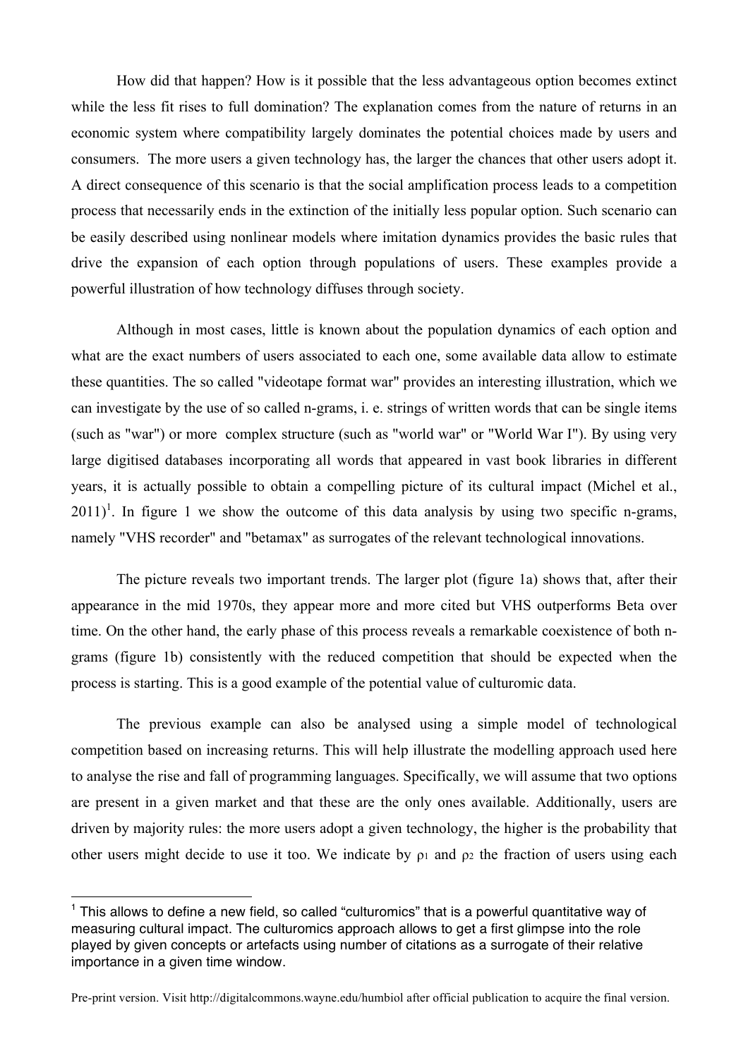How did that happen? How is it possible that the less advantageous option becomes extinct while the less fit rises to full domination? The explanation comes from the nature of returns in an economic system where compatibility largely dominates the potential choices made by users and consumers. The more users a given technology has, the larger the chances that other users adopt it. A direct consequence of this scenario is that the social amplification process leads to a competition process that necessarily ends in the extinction of the initially less popular option. Such scenario can be easily described using nonlinear models where imitation dynamics provides the basic rules that drive the expansion of each option through populations of users. These examples provide a powerful illustration of how technology diffuses through society.

Although in most cases, little is known about the population dynamics of each option and what are the exact numbers of users associated to each one, some available data allow to estimate these quantities. The so called "videotape format war" provides an interesting illustration, which we can investigate by the use of so called n-grams, i. e. strings of written words that can be single items (such as "war") or more complex structure (such as "world war" or "World War I"). By using very large digitised databases incorporating all words that appeared in vast book libraries in different years, it is actually possible to obtain a compelling picture of its cultural impact (Michel et al., 2011)[1]. In figure 1 we show the outcome of this data analysis by using two specific n-grams, namely "VHS recorder" and "betamax" as surrogates of the relevant technological innovations.

The picture reveals two important trends. The larger plot (figure 1a) shows that, after their appearance in the mid 1970s, they appear more and more cited but VHS outperforms Beta over time. On the other hand, the early phase of this process reveals a remarkable coexistence of both n-grams (figure 1b) consistently with the reduced competition that should be expected when the process is starting. This is a good example of the potential value of culturomic data.

The previous example can also be analysed using a simple model of technological competition based on increasing returns. This will help illustrate the modelling approach used here to analyse the rise and fall of programming languages. Specifically, we will assume that two options are present in a given market and that these are the only ones available. Additionally, users are driven by majority rules: the more users adopt a given technology, the higher is the probability that other users might decide to use it too. We indicate by $\rho_1$ and $\rho_2$ the fraction of users using each

[1] This allows to define a new field, so called "culturomics" that is a powerful quantitative way of measuring cultural impact. The culturomics approach allows to get a first glimpse into the role played by given concepts or artefacts using number of citations as a surrogate of their relative importance in a given time window.

Pre-print version. Visit http://digitalcommons.wayne.edu/humbiol after official publication to acquire the final version.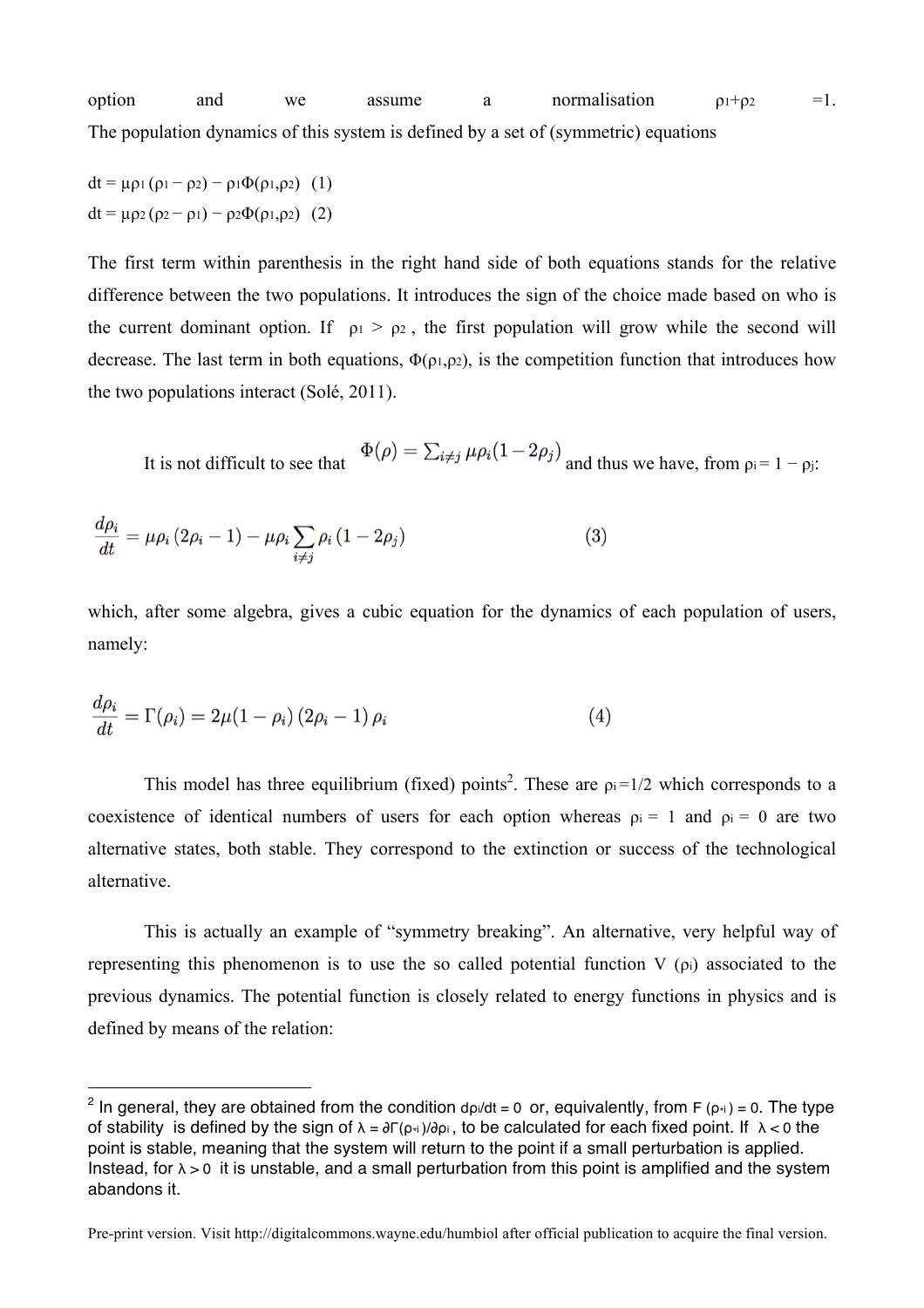option and we assume a normalisation $\rho_1+\rho_2 = 1$. The population dynamics of this system is defined by a set of (symmetric) equations

$$dt = \mu\rho_1 (\rho_1 - \rho_2) - \rho_1\Phi(\rho_1,\rho_2) \quad (1)$$

$$dt = \mu\rho_2 (\rho_2 - \rho_1) - \rho_2\Phi(\rho_1,\rho_2) \quad (2)$$

The first term within parenthesis in the right hand side of both equations stands for the relative difference between the two populations. It introduces the sign of the choice made based on who is the current dominant option. If $\rho_1 > \rho_2$, the first population will grow while the second will decrease. The last term in both equations, $\Phi(\rho_1,\rho_2)$, is the competition function that introduces how the two populations interact (Solé, 2011).

It is not difficult to see that $\Phi(\rho) = \sum_{i\neq j} \mu\rho_i(1-2\rho_j)$ and thus we have, from $\rho_i = 1 - \rho_j$:

$$\frac{d\rho_i}{dt} = \mu\rho_i\,(2\rho_i - 1) - \mu\rho_i \sum_{i\neq j} \rho_i\,(1 - 2\rho_j) \qquad (3)$$

which, after some algebra, gives a cubic equation for the dynamics of each population of users, namely:

$$\frac{d\rho_i}{dt} = \Gamma(\rho_i) = 2\mu(1 - \rho_i)\,(2\rho_i - 1)\,\rho_i \qquad (4)$$

This model has three equilibrium (fixed) points[2]. These are $\rho_i = 1/2$ which corresponds to a coexistence of identical numbers of users for each option whereas $\rho_i = 1$ and $\rho_i = 0$ are two alternative states, both stable. They correspond to the extinction or success of the technological alternative.

This is actually an example of "symmetry breaking". An alternative, very helpful way of representing this phenomenon is to use the so called potential function $V(\rho_i)$ associated to the previous dynamics. The potential function is closely related to energy functions in physics and is defined by means of the relation:

[2] In general, they are obtained from the condition $d\rho_i/dt = 0$ or, equivalently, from $F(\rho_{*i}) = 0$. The type of stability is defined by the sign of $\lambda = \partial\Gamma(\rho_{*i})/\partial\rho_i$, to be calculated for each fixed point. If $\lambda < 0$ the point is stable, meaning that the system will return to the point if a small perturbation is applied. Instead, for $\lambda > 0$ it is unstable, and a small perturbation from this point is amplified and the system abandons it.

Pre-print version. Visit http://digitalcommons.wayne.edu/humbiol after official publication to acquire the final version.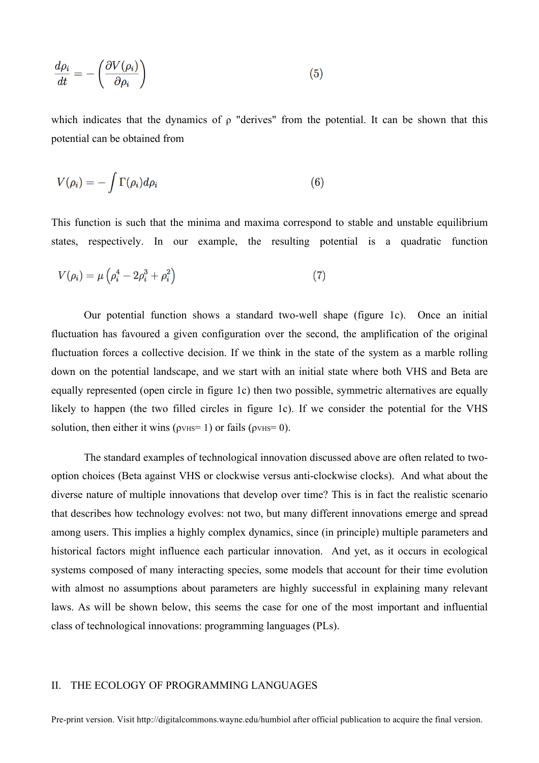$$\frac{d\rho_i}{dt} = -\left(\frac{\partial V(\rho_i)}{\partial \rho_i}\right) \tag{5}$$

which indicates that the dynamics of ρ "derives" from the potential. It can be shown that this potential can be obtained from

$$V(\rho_i) = -\int \Gamma(\rho_i) d\rho_i \tag{6}$$

This function is such that the minima and maxima correspond to stable and unstable equilibrium states, respectively. In our example, the resulting potential is a quadratic function

$$V(\rho_i) = \mu\left(\rho_i^4 - 2\rho_i^3 + \rho_i^2\right) \tag{7}$$

Our potential function shows a standard two-well shape (figure 1c). Once an initial fluctuation has favoured a given configuration over the second, the amplification of the original fluctuation forces a collective decision. If we think in the state of the system as a marble rolling down on the potential landscape, and we start with an initial state where both VHS and Beta are equally represented (open circle in figure 1c) then two possible, symmetric alternatives are equally likely to happen (the two filled circles in figure 1c). If we consider the potential for the VHS solution, then either it wins ($\rho_{VHS} = 1$) or fails ($\rho_{VHS} = 0$).

The standard examples of technological innovation discussed above are often related to two-option choices (Beta against VHS or clockwise versus anti-clockwise clocks). And what about the diverse nature of multiple innovations that develop over time? This is in fact the realistic scenario that describes how technology evolves: not two, but many different innovations emerge and spread among users. This implies a highly complex dynamics, since (in principle) multiple parameters and historical factors might influence each particular innovation. And yet, as it occurs in ecological systems composed of many interacting species, some models that account for their time evolution with almost no assumptions about parameters are highly successful in explaining many relevant laws. As will be shown below, this seems the case for one of the most important and influential class of technological innovations: programming languages (PLs).

## II. THE ECOLOGY OF PROGRAMMING LANGUAGES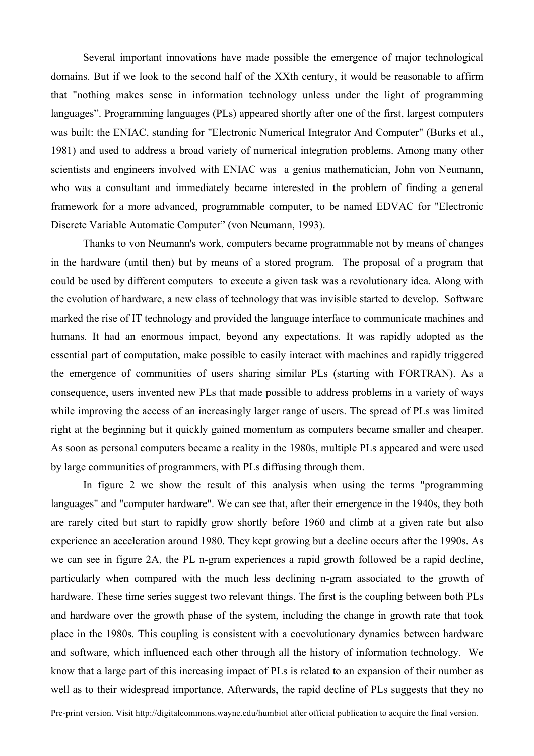Several important innovations have made possible the emergence of major technological domains. But if we look to the second half of the XXth century, it would be reasonable to affirm that "nothing makes sense in information technology unless under the light of programming languages”. Programming languages (PLs) appeared shortly after one of the first, largest computers was built: the ENIAC, standing for "Electronic Numerical Integrator And Computer" (Burks et al., 1981) and used to address a broad variety of numerical integration problems. Among many other scientists and engineers involved with ENIAC was a genius mathematician, John von Neumann, who was a consultant and immediately became interested in the problem of finding a general framework for a more advanced, programmable computer, to be named EDVAC for "Electronic Discrete Variable Automatic Computer” (von Neumann, 1993).

Thanks to von Neumann's work, computers became programmable not by means of changes in the hardware (until then) but by means of a stored program. The proposal of a program that could be used by different computers to execute a given task was a revolutionary idea. Along with the evolution of hardware, a new class of technology that was invisible started to develop. Software marked the rise of IT technology and provided the language interface to communicate machines and humans. It had an enormous impact, beyond any expectations. It was rapidly adopted as the essential part of computation, make possible to easily interact with machines and rapidly triggered the emergence of communities of users sharing similar PLs (starting with FORTRAN). As a consequence, users invented new PLs that made possible to address problems in a variety of ways while improving the access of an increasingly larger range of users. The spread of PLs was limited right at the beginning but it quickly gained momentum as computers became smaller and cheaper. As soon as personal computers became a reality in the 1980s, multiple PLs appeared and were used by large communities of programmers, with PLs diffusing through them.

In figure 2 we show the result of this analysis when using the terms "programming languages" and "computer hardware". We can see that, after their emergence in the 1940s, they both are rarely cited but start to rapidly grow shortly before 1960 and climb at a given rate but also experience an acceleration around 1980. They kept growing but a decline occurs after the 1990s. As we can see in figure 2A, the PL n-gram experiences a rapid growth followed be a rapid decline, particularly when compared with the much less declining n-gram associated to the growth of hardware. These time series suggest two relevant things. The first is the coupling between both PLs and hardware over the growth phase of the system, including the change in growth rate that took place in the 1980s. This coupling is consistent with a coevolutionary dynamics between hardware and software, which influenced each other through all the history of information technology. We know that a large part of this increasing impact of PLs is related to an expansion of their number as well as to their widespread importance. Afterwards, the rapid decline of PLs suggests that they no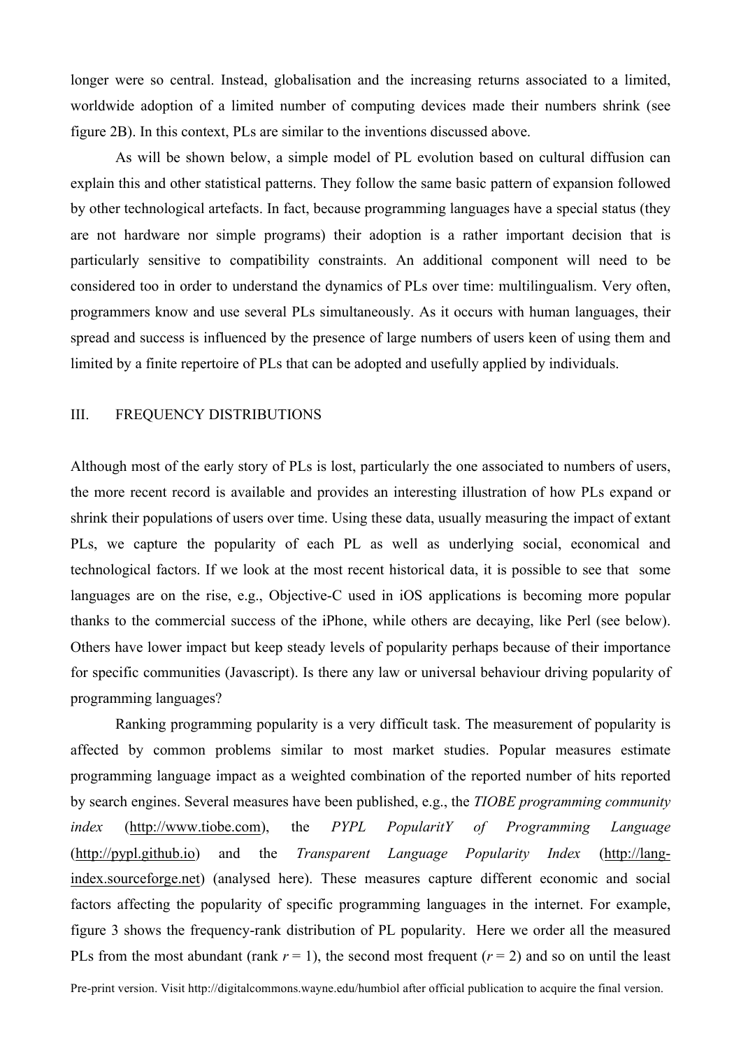longer were so central. Instead, globalisation and the increasing returns associated to a limited, worldwide adoption of a limited number of computing devices made their numbers shrink (see figure 2B). In this context, PLs are similar to the inventions discussed above.

As will be shown below, a simple model of PL evolution based on cultural diffusion can explain this and other statistical patterns. They follow the same basic pattern of expansion followed by other technological artefacts. In fact, because programming languages have a special status (they are not hardware nor simple programs) their adoption is a rather important decision that is particularly sensitive to compatibility constraints. An additional component will need to be considered too in order to understand the dynamics of PLs over time: multilingualism. Very often, programmers know and use several PLs simultaneously. As it occurs with human languages, their spread and success is influenced by the presence of large numbers of users keen of using them and limited by a finite repertoire of PLs that can be adopted and usefully applied by individuals.

## III. FREQUENCY DISTRIBUTIONS

Although most of the early story of PLs is lost, particularly the one associated to numbers of users, the more recent record is available and provides an interesting illustration of how PLs expand or shrink their populations of users over time. Using these data, usually measuring the impact of extant PLs, we capture the popularity of each PL as well as underlying social, economical and technological factors. If we look at the most recent historical data, it is possible to see that some languages are on the rise, e.g., Objective-C used in iOS applications is becoming more popular thanks to the commercial success of the iPhone, while others are decaying, like Perl (see below). Others have lower impact but keep steady levels of popularity perhaps because of their importance for specific communities (Javascript). Is there any law or universal behaviour driving popularity of programming languages?

Ranking programming popularity is a very difficult task. The measurement of popularity is affected by common problems similar to most market studies. Popular measures estimate programming language impact as a weighted combination of the reported number of hits reported by search engines. Several measures have been published, e.g., the *TIOBE programming community index* (http://www.tiobe.com), the *PYPL PopularitY of Programming Language* (http://pypl.github.io) and the *Transparent Language Popularity Index* (http://lang-index.sourceforge.net) (analysed here). These measures capture different economic and social factors affecting the popularity of specific programming languages in the internet. For example, figure 3 shows the frequency-rank distribution of PL popularity. Here we order all the measured PLs from the most abundant (rank $r = 1$), the second most frequent ($r = 2$) and so on until the least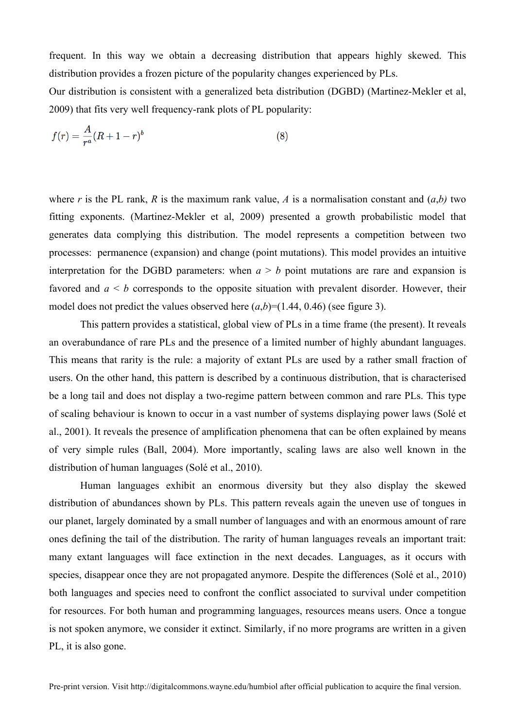frequent. In this way we obtain a decreasing distribution that appears highly skewed. This distribution provides a frozen picture of the popularity changes experienced by PLs.

Our distribution is consistent with a generalized beta distribution (DGBD) (Martinez-Mekler et al, 2009) that fits very well frequency-rank plots of PL popularity:

$$f(r) = \frac{A}{r^a}(R+1-r)^b \qquad (8)$$

where *r* is the PL rank, *R* is the maximum rank value, *A* is a normalisation constant and (*a*,*b)* two fitting exponents. (Martinez-Mekler et al, 2009) presented a growth probabilistic model that generates data complying this distribution. The model represents a competition between two processes: permanence (expansion) and change (point mutations). This model provides an intuitive interpretation for the DGBD parameters: when $a > b$ point mutations are rare and expansion is favored and $a < b$ corresponds to the opposite situation with prevalent disorder. However, their model does not predict the values observed here $(a,b)=(1.44, 0.46)$ (see figure 3).

This pattern provides a statistical, global view of PLs in a time frame (the present). It reveals an overabundance of rare PLs and the presence of a limited number of highly abundant languages. This means that rarity is the rule: a majority of extant PLs are used by a rather small fraction of users. On the other hand, this pattern is described by a continuous distribution, that is characterised be a long tail and does not display a two-regime pattern between common and rare PLs. This type of scaling behaviour is known to occur in a vast number of systems displaying power laws (Solé et al., 2001). It reveals the presence of amplification phenomena that can be often explained by means of very simple rules (Ball, 2004). More importantly, scaling laws are also well known in the distribution of human languages (Solé et al., 2010).

Human languages exhibit an enormous diversity but they also display the skewed distribution of abundances shown by PLs. This pattern reveals again the uneven use of tongues in our planet, largely dominated by a small number of languages and with an enormous amount of rare ones defining the tail of the distribution. The rarity of human languages reveals an important trait: many extant languages will face extinction in the next decades. Languages, as it occurs with species, disappear once they are not propagated anymore. Despite the differences (Solé et al., 2010) both languages and species need to confront the conflict associated to survival under competition for resources. For both human and programming languages, resources means users. Once a tongue is not spoken anymore, we consider it extinct. Similarly, if no more programs are written in a given PL, it is also gone.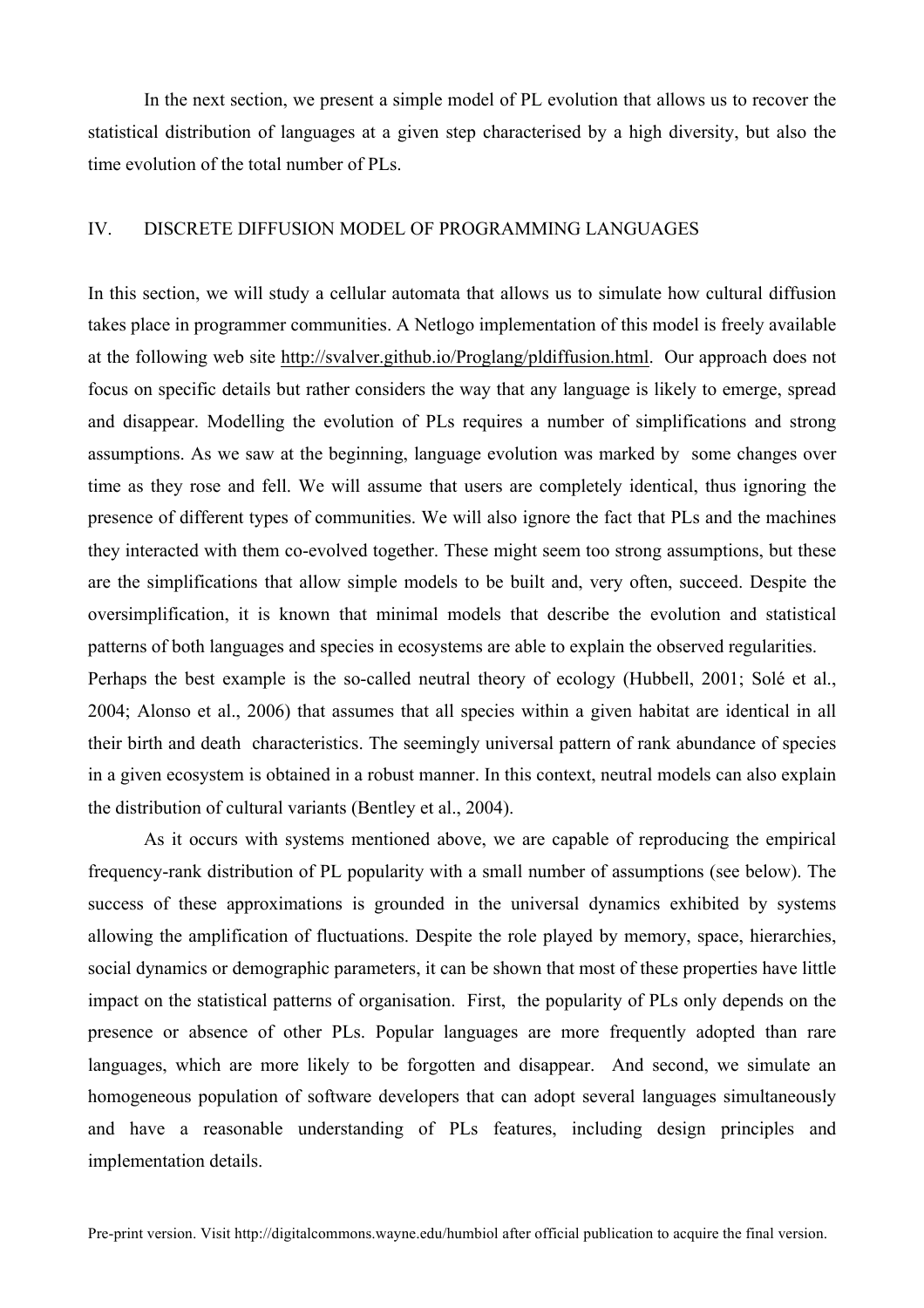In the next section, we present a simple model of PL evolution that allows us to recover the statistical distribution of languages at a given step characterised by a high diversity, but also the time evolution of the total number of PLs.

## IV. DISCRETE DIFFUSION MODEL OF PROGRAMMING LANGUAGES

In this section, we will study a cellular automata that allows us to simulate how cultural diffusion takes place in programmer communities. A Netlogo implementation of this model is freely available at the following web site http://svalver.github.io/Proglang/pldiffusion.html. Our approach does not focus on specific details but rather considers the way that any language is likely to emerge, spread and disappear. Modelling the evolution of PLs requires a number of simplifications and strong assumptions. As we saw at the beginning, language evolution was marked by some changes over time as they rose and fell. We will assume that users are completely identical, thus ignoring the presence of different types of communities. We will also ignore the fact that PLs and the machines they interacted with them co-evolved together. These might seem too strong assumptions, but these are the simplifications that allow simple models to be built and, very often, succeed. Despite the oversimplification, it is known that minimal models that describe the evolution and statistical patterns of both languages and species in ecosystems are able to explain the observed regularities. Perhaps the best example is the so-called neutral theory of ecology (Hubbell, 2001; Solé et al., 2004; Alonso et al., 2006) that assumes that all species within a given habitat are identical in all their birth and death characteristics. The seemingly universal pattern of rank abundance of species in a given ecosystem is obtained in a robust manner. In this context, neutral models can also explain the distribution of cultural variants (Bentley et al., 2004).

As it occurs with systems mentioned above, we are capable of reproducing the empirical frequency-rank distribution of PL popularity with a small number of assumptions (see below). The success of these approximations is grounded in the universal dynamics exhibited by systems allowing the amplification of fluctuations. Despite the role played by memory, space, hierarchies, social dynamics or demographic parameters, it can be shown that most of these properties have little impact on the statistical patterns of organisation. First, the popularity of PLs only depends on the presence or absence of other PLs. Popular languages are more frequently adopted than rare languages, which are more likely to be forgotten and disappear. And second, we simulate an homogeneous population of software developers that can adopt several languages simultaneously and have a reasonable understanding of PLs features, including design principles and implementation details.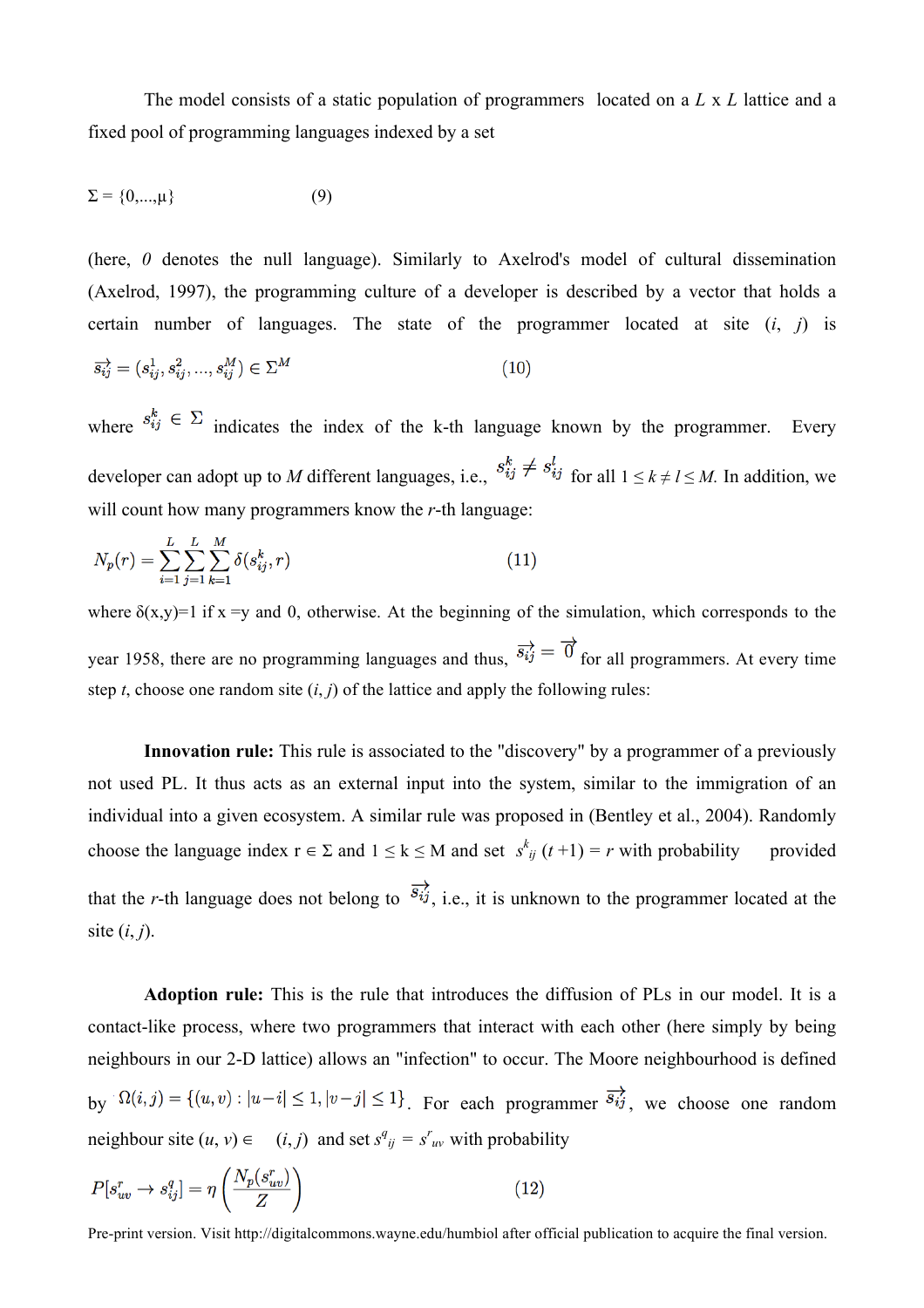The model consists of a static population of programmers located on a $L$ x $L$ lattice and a fixed pool of programming languages indexed by a set

$$\Sigma = \{0,...,\mu\} \qquad (9)$$

(here, *0* denotes the null language). Similarly to Axelrod's model of cultural dissemination (Axelrod, 1997), the programming culture of a developer is described by a vector that holds a certain number of languages. The state of the programmer located at site ($i$, $j$) is

$$\vec{s_{ij}} = (s_{ij}^1, s_{ij}^2, ..., s_{ij}^M) \in \Sigma^M \qquad (10)$$

where $s_{ij}^k \in \Sigma$ indicates the index of the k-th language known by the programmer. Every developer can adopt up to $M$ different languages, i.e., $s_{ij}^k \neq s_{ij}^l$ for all $1 \leq k \neq l \leq M$. In addition, we will count how many programmers know the $r$-th language:

$$N_p(r) = \sum_{i=1}^{L} \sum_{j=1}^{L} \sum_{k=1}^{M} \delta(s_{ij}^k, r) \qquad (11)$$

where $\delta(x,y)=1$ if $x = y$ and 0, otherwise. At the beginning of the simulation, which corresponds to the year 1958, there are no programming languages and thus, $\vec{s_{ij}} = \vec{0}$ for all programmers. At every time step $t$, choose one random site ($i$, $j$) of the lattice and apply the following rules:

**Innovation rule:** This rule is associated to the "discovery" by a programmer of a previously not used PL. It thus acts as an external input into the system, similar to the immigration of an individual into a given ecosystem. A similar rule was proposed in (Bentley et al., 2004). Randomly choose the language index $r \in \Sigma$ and $1 \leq k \leq M$ and set $s^k_{ij}(t+1) = r$ with probability provided that the $r$-th language does not belong to $\vec{s_{ij}}$, i.e., it is unknown to the programmer located at the site ($i$, $j$).

**Adoption rule:** This is the rule that introduces the diffusion of PLs in our model. It is a contact-like process, where two programmers that interact with each other (here simply by being neighbours in our 2-D lattice) allows an "infection" to occur. The Moore neighbourhood is defined by $\Omega(i,j) = \{(u,v) : |u-i| \leq 1, |v-j| \leq 1\}$. For each programmer $\vec{s_{ij}}$, we choose one random neighbour site $(u, v) \in$ $(i, j)$ and set $s^q_{ij} = s^r_{uv}$ with probability

$$P[s_{uv}^r \to s_{ij}^q] = \eta \left( \frac{N_p(s_{uv}^r)}{Z} \right) \qquad (12)$$

Pre-print version. Visit http://digitalcommons.wayne.edu/humbiol after official publication to acquire the final version.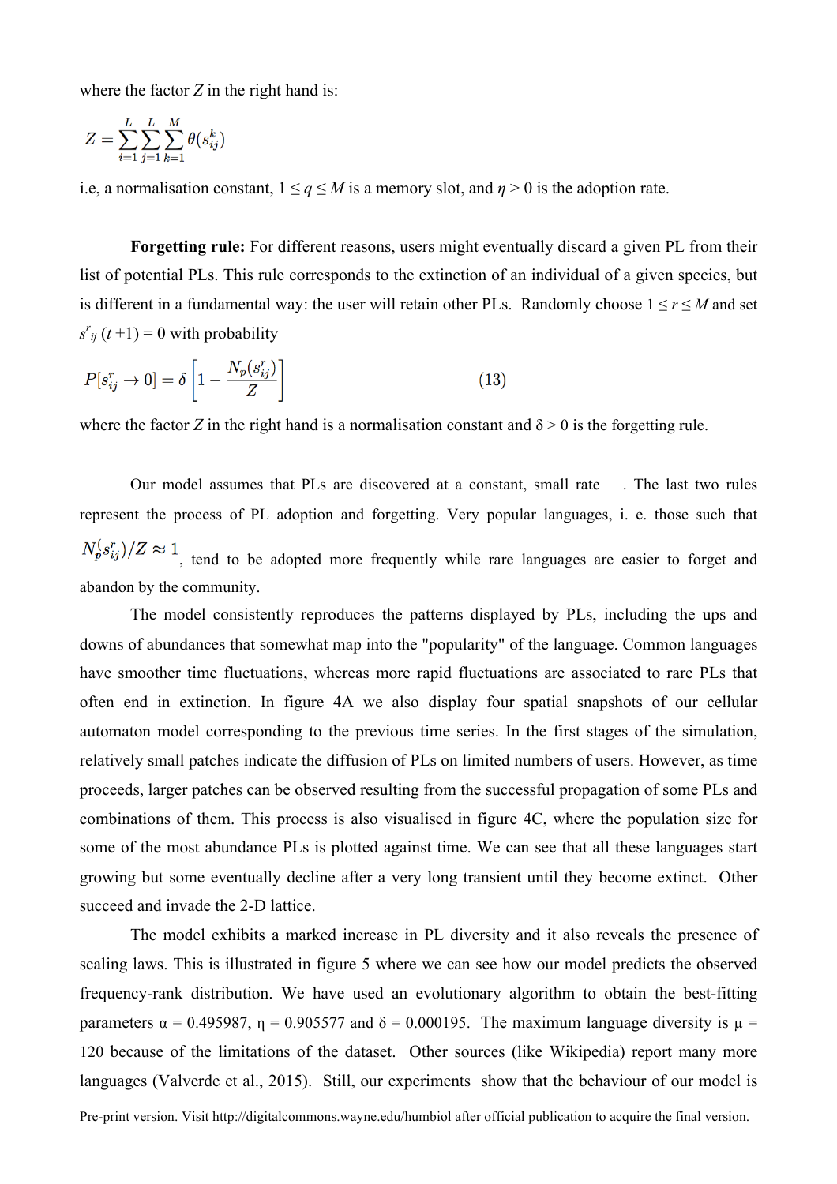where the factor $Z$ in the right hand is:

$$Z = \sum_{i=1}^{L}\sum_{j=1}^{L}\sum_{k=1}^{M}\theta(s_{ij}^{k})$$

i.e, a normalisation constant, $1 \leq q \leq M$ is a memory slot, and $\eta > 0$ is the adoption rate.

**Forgetting rule:** For different reasons, users might eventually discard a given PL from their list of potential PLs. This rule corresponds to the extinction of an individual of a given species, but is different in a fundamental way: the user will retain other PLs. Randomly choose $1 \leq r \leq M$ and set $s^{r}_{ij}(t+1) = 0$ with probability

$$P[s_{ij}^{r} \to 0] = \delta\left[1 - \frac{N_p(s_{ij}^{r})}{Z}\right] \qquad (13)$$

where the factor $Z$ in the right hand is a normalisation constant and $\delta > 0$ is the forgetting rule.

Our model assumes that PLs are discovered at a constant, small rate . The last two rules represent the process of PL adoption and forgetting. Very popular languages, i. e. those such that $N_p(s_{ij}^{r})/Z \approx 1$, tend to be adopted more frequently while rare languages are easier to forget and abandon by the community.

The model consistently reproduces the patterns displayed by PLs, including the ups and downs of abundances that somewhat map into the "popularity" of the language. Common languages have smoother time fluctuations, whereas more rapid fluctuations are associated to rare PLs that often end in extinction. In figure 4A we also display four spatial snapshots of our cellular automaton model corresponding to the previous time series. In the first stages of the simulation, relatively small patches indicate the diffusion of PLs on limited numbers of users. However, as time proceeds, larger patches can be observed resulting from the successful propagation of some PLs and combinations of them. This process is also visualised in figure 4C, where the population size for some of the most abundance PLs is plotted against time. We can see that all these languages start growing but some eventually decline after a very long transient until they become extinct. Other succeed and invade the 2-D lattice.

The model exhibits a marked increase in PL diversity and it also reveals the presence of scaling laws. This is illustrated in figure 5 where we can see how our model predicts the observed frequency-rank distribution. We have used an evolutionary algorithm to obtain the best-fitting parameters $\alpha = 0.495987$, $\eta = 0.905577$ and $\delta = 0.000195$. The maximum language diversity is $\mu = 120$ because of the limitations of the dataset. Other sources (like Wikipedia) report many more languages (Valverde et al., 2015). Still, our experiments show that the behaviour of our model is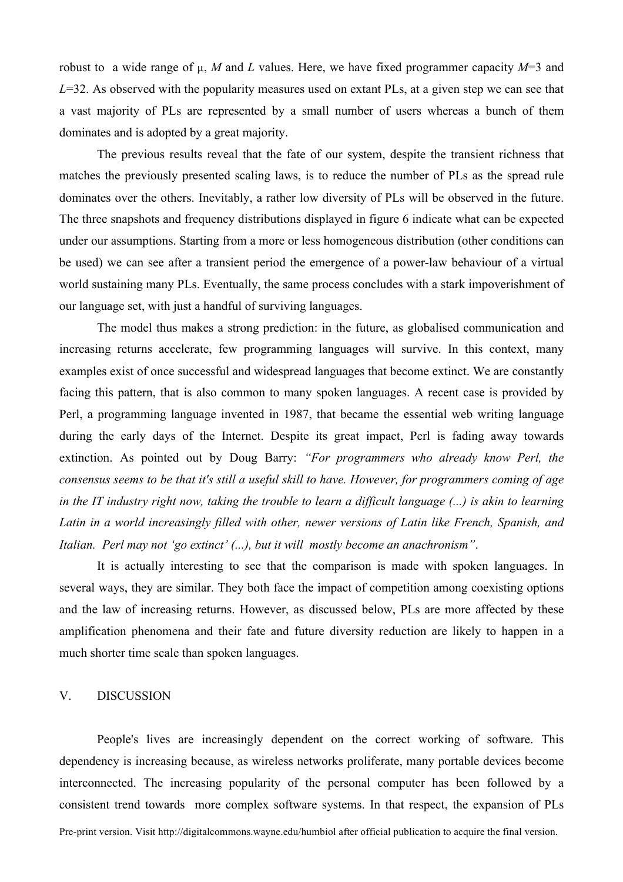robust to a wide range of μ, $M$ and $L$ values. Here, we have fixed programmer capacity $M$=3 and $L$=32. As observed with the popularity measures used on extant PLs, at a given step we can see that a vast majority of PLs are represented by a small number of users whereas a bunch of them dominates and is adopted by a great majority.

The previous results reveal that the fate of our system, despite the transient richness that matches the previously presented scaling laws, is to reduce the number of PLs as the spread rule dominates over the others. Inevitably, a rather low diversity of PLs will be observed in the future. The three snapshots and frequency distributions displayed in figure 6 indicate what can be expected under our assumptions. Starting from a more or less homogeneous distribution (other conditions can be used) we can see after a transient period the emergence of a power-law behaviour of a virtual world sustaining many PLs. Eventually, the same process concludes with a stark impoverishment of our language set, with just a handful of surviving languages.

The model thus makes a strong prediction: in the future, as globalised communication and increasing returns accelerate, few programming languages will survive. In this context, many examples exist of once successful and widespread languages that become extinct. We are constantly facing this pattern, that is also common to many spoken languages. A recent case is provided by Perl, a programming language invented in 1987, that became the essential web writing language during the early days of the Internet. Despite its great impact, Perl is fading away towards extinction. As pointed out by Doug Barry: *"For programmers who already know Perl, the consensus seems to be that it's still a useful skill to have. However, for programmers coming of age in the IT industry right now, taking the trouble to learn a difficult language (...) is akin to learning Latin in a world increasingly filled with other, newer versions of Latin like French, Spanish, and Italian. Perl may not 'go extinct' (...), but it will mostly become an anachronism"*.

It is actually interesting to see that the comparison is made with spoken languages. In several ways, they are similar. They both face the impact of competition among coexisting options and the law of increasing returns. However, as discussed below, PLs are more affected by these amplification phenomena and their fate and future diversity reduction are likely to happen in a much shorter time scale than spoken languages.

## V. DISCUSSION

People's lives are increasingly dependent on the correct working of software. This dependency is increasing because, as wireless networks proliferate, many portable devices become interconnected. The increasing popularity of the personal computer has been followed by a consistent trend towards more complex software systems. In that respect, the expansion of PLs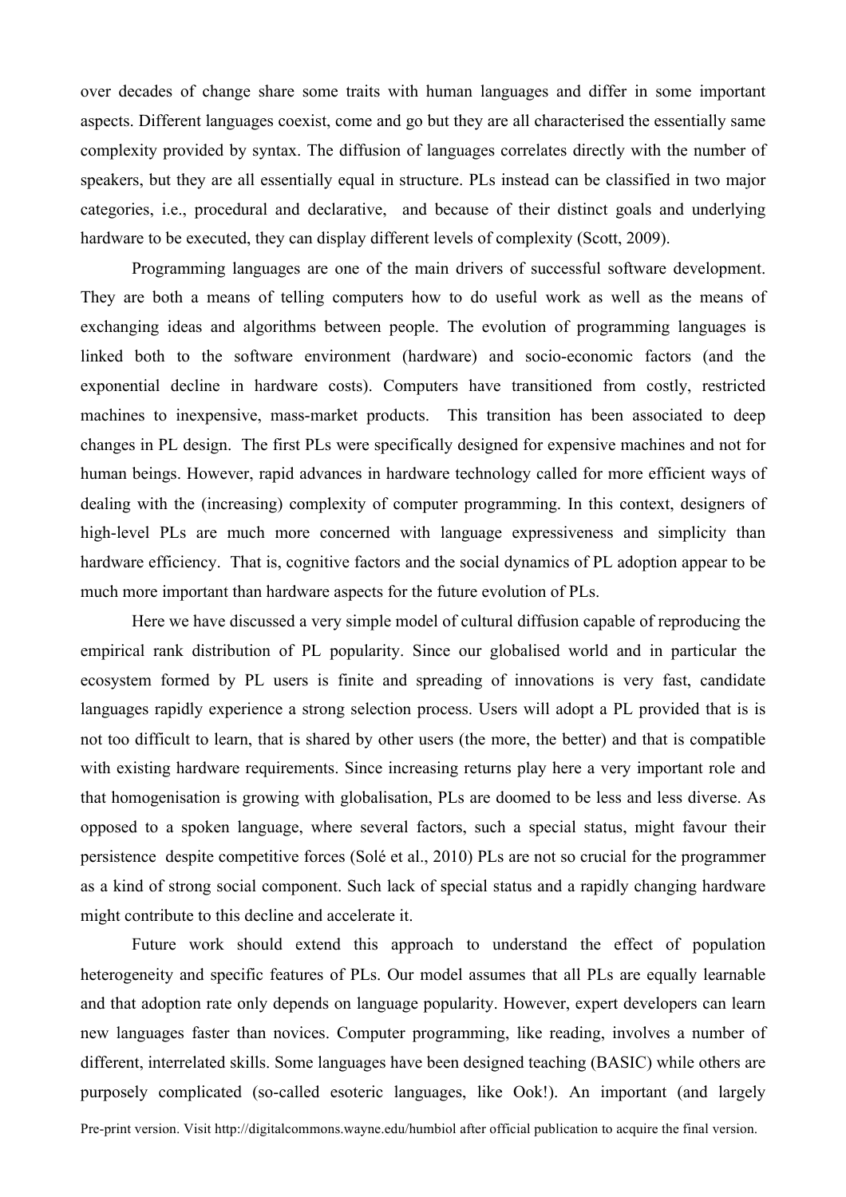over decades of change share some traits with human languages and differ in some important aspects. Different languages coexist, come and go but they are all characterised the essentially same complexity provided by syntax. The diffusion of languages correlates directly with the number of speakers, but they are all essentially equal in structure. PLs instead can be classified in two major categories, i.e., procedural and declarative, and because of their distinct goals and underlying hardware to be executed, they can display different levels of complexity (Scott, 2009).

Programming languages are one of the main drivers of successful software development. They are both a means of telling computers how to do useful work as well as the means of exchanging ideas and algorithms between people. The evolution of programming languages is linked both to the software environment (hardware) and socio-economic factors (and the exponential decline in hardware costs). Computers have transitioned from costly, restricted machines to inexpensive, mass-market products. This transition has been associated to deep changes in PL design. The first PLs were specifically designed for expensive machines and not for human beings. However, rapid advances in hardware technology called for more efficient ways of dealing with the (increasing) complexity of computer programming. In this context, designers of high-level PLs are much more concerned with language expressiveness and simplicity than hardware efficiency. That is, cognitive factors and the social dynamics of PL adoption appear to be much more important than hardware aspects for the future evolution of PLs.

Here we have discussed a very simple model of cultural diffusion capable of reproducing the empirical rank distribution of PL popularity. Since our globalised world and in particular the ecosystem formed by PL users is finite and spreading of innovations is very fast, candidate languages rapidly experience a strong selection process. Users will adopt a PL provided that is is not too difficult to learn, that is shared by other users (the more, the better) and that is compatible with existing hardware requirements. Since increasing returns play here a very important role and that homogenisation is growing with globalisation, PLs are doomed to be less and less diverse. As opposed to a spoken language, where several factors, such a special status, might favour their persistence despite competitive forces (Solé et al., 2010) PLs are not so crucial for the programmer as a kind of strong social component. Such lack of special status and a rapidly changing hardware might contribute to this decline and accelerate it.

Future work should extend this approach to understand the effect of population heterogeneity and specific features of PLs. Our model assumes that all PLs are equally learnable and that adoption rate only depends on language popularity. However, expert developers can learn new languages faster than novices. Computer programming, like reading, involves a number of different, interrelated skills. Some languages have been designed teaching (BASIC) while others are purposely complicated (so-called esoteric languages, like Ook!). An important (and largely

Pre-print version. Visit http://digitalcommons.wayne.edu/humbiol after official publication to acquire the final version.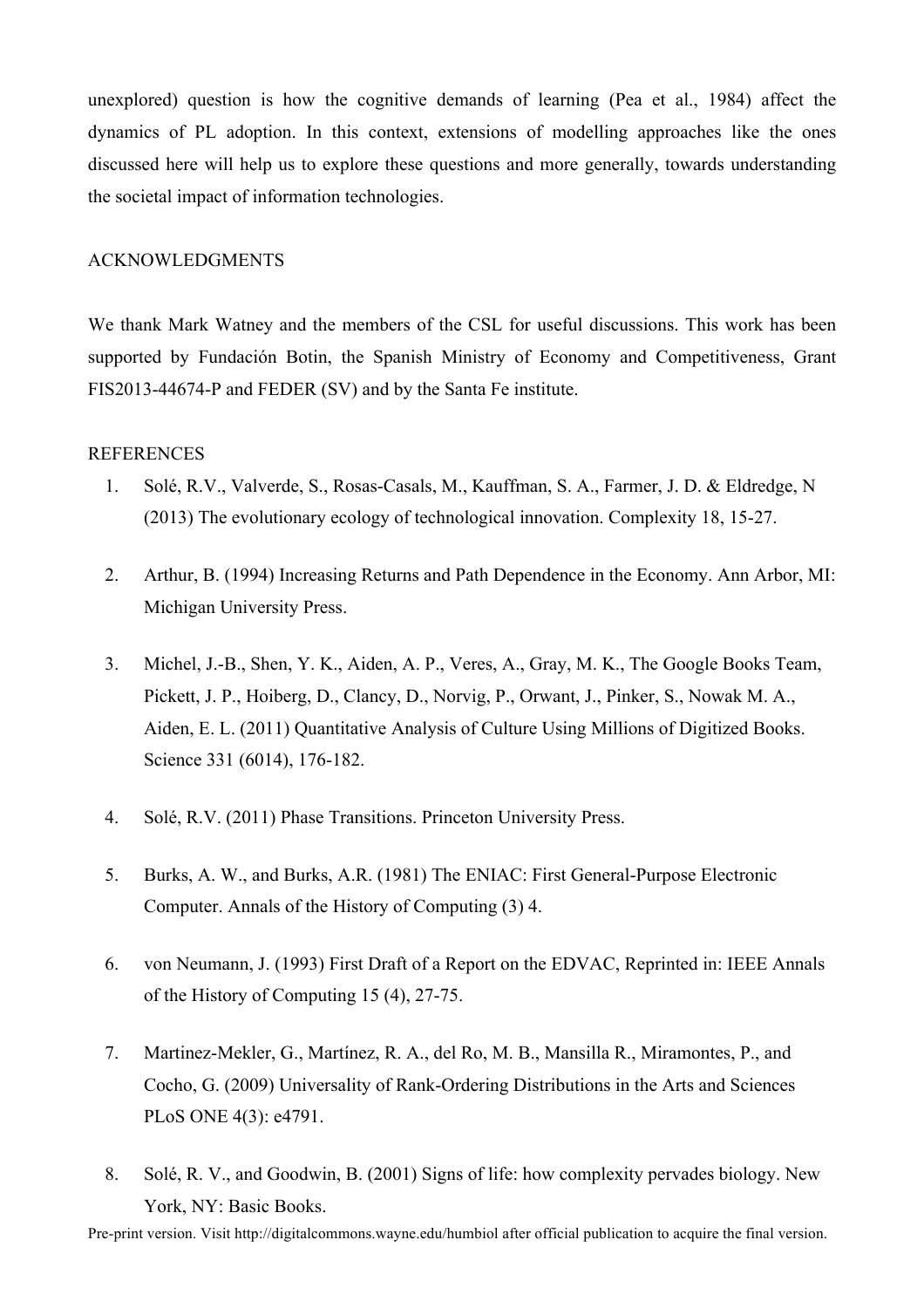unexplored) question is how the cognitive demands of learning (Pea et al., 1984) affect the dynamics of PL adoption. In this context, extensions of modelling approaches like the ones discussed here will help us to explore these questions and more generally, towards understanding the societal impact of information technologies.

## ACKNOWLEDGMENTS

We thank Mark Watney and the members of the CSL for useful discussions. This work has been supported by Fundación Botin, the Spanish Ministry of Economy and Competitiveness, Grant FIS2013-44674-P and FEDER (SV) and by the Santa Fe institute.

## REFERENCES

1. Solé, R.V., Valverde, S., Rosas-Casals, M., Kauffman, S. A., Farmer, J. D. & Eldredge, N (2013) The evolutionary ecology of technological innovation. Complexity 18, 15-27.

2. Arthur, B. (1994) Increasing Returns and Path Dependence in the Economy. Ann Arbor, MI: Michigan University Press.

3. Michel, J.-B., Shen, Y. K., Aiden, A. P., Veres, A., Gray, M. K., The Google Books Team, Pickett, J. P., Hoiberg, D., Clancy, D., Norvig, P., Orwant, J., Pinker, S., Nowak M. A., Aiden, E. L. (2011) Quantitative Analysis of Culture Using Millions of Digitized Books. Science 331 (6014), 176-182.

4. Solé, R.V. (2011) Phase Transitions. Princeton University Press.

5. Burks, A. W., and Burks, A.R. (1981) The ENIAC: First General-Purpose Electronic Computer. Annals of the History of Computing (3) 4.

6. von Neumann, J. (1993) First Draft of a Report on the EDVAC, Reprinted in: IEEE Annals of the History of Computing 15 (4), 27-75.

7. Martinez-Mekler, G., Martínez, R. A., del Ro, M. B., Mansilla R., Miramontes, P., and Cocho, G. (2009) Universality of Rank-Ordering Distributions in the Arts and Sciences PLoS ONE 4(3): e4791.

8. Solé, R. V., and Goodwin, B. (2001) Signs of life: how complexity pervades biology. New York, NY: Basic Books.

Pre-print version. Visit http://digitalcommons.wayne.edu/humbiol after official publication to acquire the final version.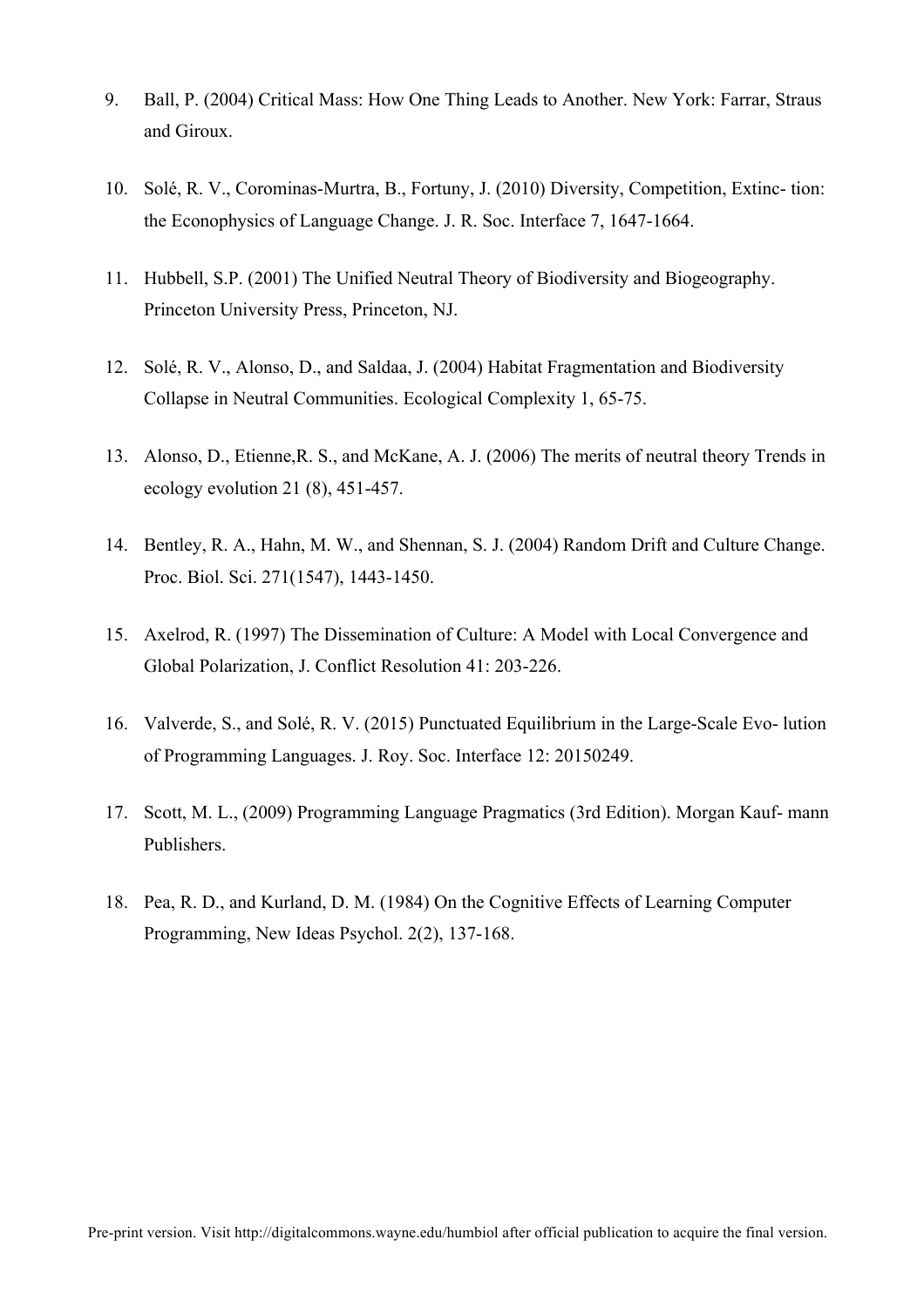9. Ball, P. (2004) Critical Mass: How One Thing Leads to Another. New York: Farrar, Straus and Giroux.

10. Solé, R. V., Corominas-Murtra, B., Fortuny, J. (2010) Diversity, Competition, Extinc- tion: the Econophysics of Language Change. J. R. Soc. Interface 7, 1647-1664.

11. Hubbell, S.P. (2001) The Unified Neutral Theory of Biodiversity and Biogeography. Princeton University Press, Princeton, NJ.

12. Solé, R. V., Alonso, D., and Saldaa, J. (2004) Habitat Fragmentation and Biodiversity Collapse in Neutral Communities. Ecological Complexity 1, 65-75.

13. Alonso, D., Etienne,R. S., and McKane, A. J. (2006) The merits of neutral theory Trends in ecology evolution 21 (8), 451-457.

14. Bentley, R. A., Hahn, M. W., and Shennan, S. J. (2004) Random Drift and Culture Change. Proc. Biol. Sci. 271(1547), 1443-1450.

15. Axelrod, R. (1997) The Dissemination of Culture: A Model with Local Convergence and Global Polarization, J. Conflict Resolution 41: 203-226.

16. Valverde, S., and Solé, R. V. (2015) Punctuated Equilibrium in the Large-Scale Evo- lution of Programming Languages. J. Roy. Soc. Interface 12: 20150249.

17. Scott, M. L., (2009) Programming Language Pragmatics (3rd Edition). Morgan Kauf- mann Publishers.

18. Pea, R. D., and Kurland, D. M. (1984) On the Cognitive Effects of Learning Computer Programming, New Ideas Psychol. 2(2), 137-168.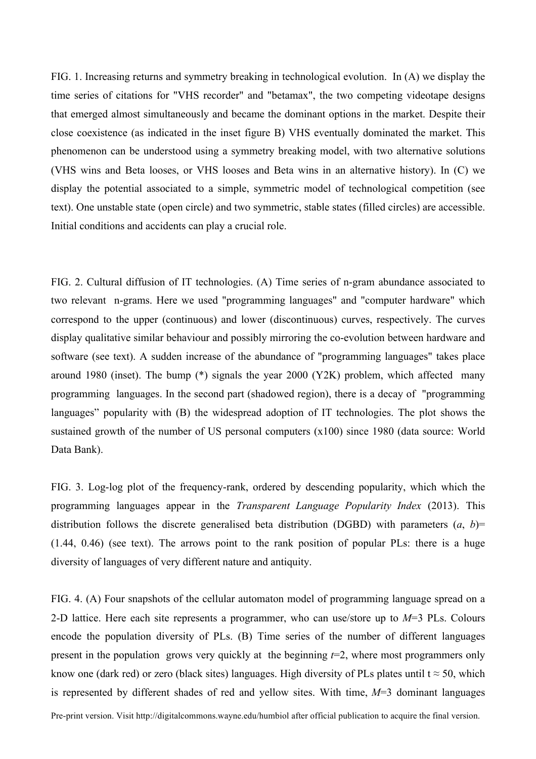FIG. 1. Increasing returns and symmetry breaking in technological evolution. In (A) we display the time series of citations for "VHS recorder" and "betamax", the two competing videotape designs that emerged almost simultaneously and became the dominant options in the market. Despite their close coexistence (as indicated in the inset figure B) VHS eventually dominated the market. This phenomenon can be understood using a symmetry breaking model, with two alternative solutions (VHS wins and Beta looses, or VHS looses and Beta wins in an alternative history). In (C) we display the potential associated to a simple, symmetric model of technological competition (see text). One unstable state (open circle) and two symmetric, stable states (filled circles) are accessible. Initial conditions and accidents can play a crucial role.

FIG. 2. Cultural diffusion of IT technologies. (A) Time series of n-gram abundance associated to two relevant n-grams. Here we used "programming languages" and "computer hardware" which correspond to the upper (continuous) and lower (discontinuous) curves, respectively. The curves display qualitative similar behaviour and possibly mirroring the co-evolution between hardware and software (see text). A sudden increase of the abundance of "programming languages" takes place around 1980 (inset). The bump (*) signals the year 2000 (Y2K) problem, which affected many programming languages. In the second part (shadowed region), there is a decay of "programming languages" popularity with (B) the widespread adoption of IT technologies. The plot shows the sustained growth of the number of US personal computers (x100) since 1980 (data source: World Data Bank).

FIG. 3. Log-log plot of the frequency-rank, ordered by descending popularity, which which the programming languages appear in the *Transparent Language Popularity Index* (2013). This distribution follows the discrete generalised beta distribution (DGBD) with parameters ($a$, $b$)= (1.44, 0.46) (see text). The arrows point to the rank position of popular PLs: there is a huge diversity of languages of very different nature and antiquity.

FIG. 4. (A) Four snapshots of the cellular automaton model of programming language spread on a 2-D lattice. Here each site represents a programmer, who can use/store up to $M$=3 PLs. Colours encode the population diversity of PLs. (B) Time series of the number of different languages present in the population grows very quickly at the beginning $t$=2, where most programmers only know one (dark red) or zero (black sites) languages. High diversity of PLs plates until $t \approx 50$, which is represented by different shades of red and yellow sites. With time, $M$=3 dominant languages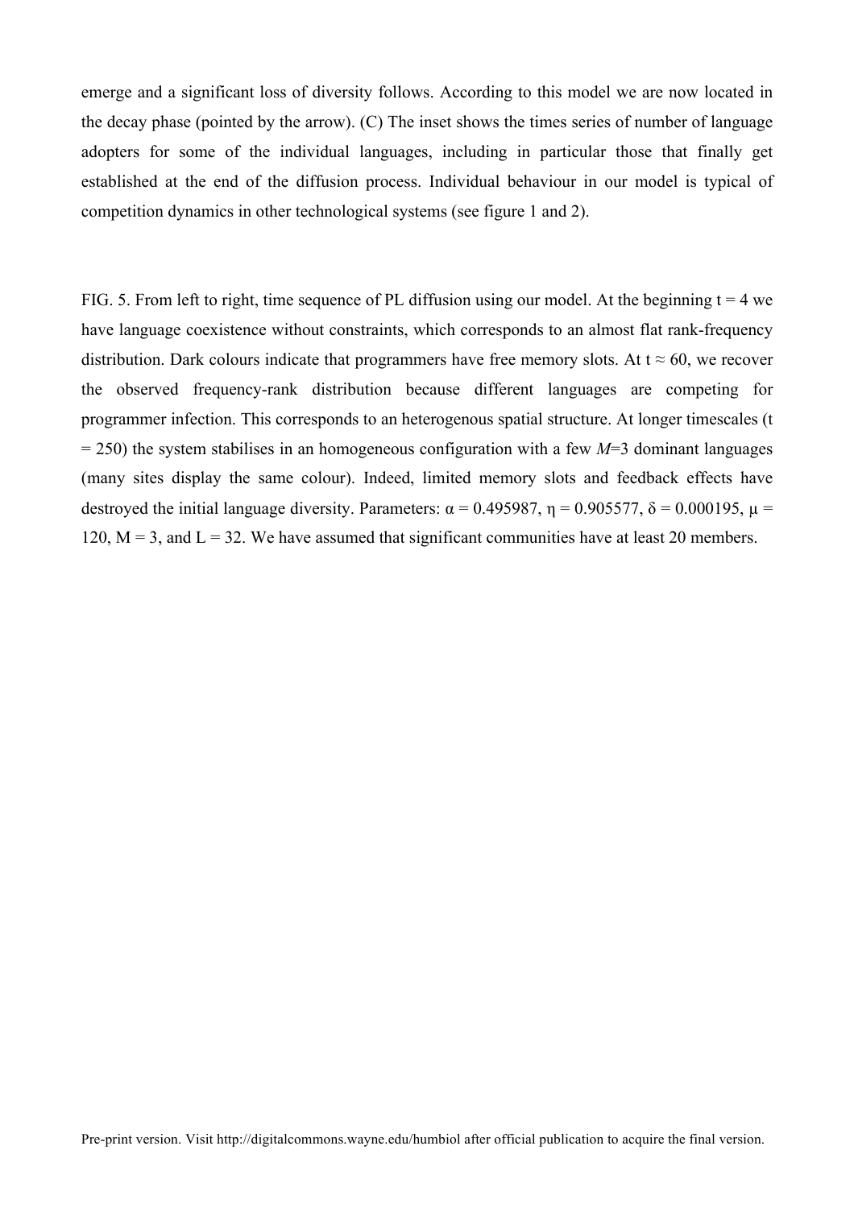emerge and a significant loss of diversity follows. According to this model we are now located in the decay phase (pointed by the arrow). (C) The inset shows the times series of number of language adopters for some of the individual languages, including in particular those that finally get established at the end of the diffusion process. Individual behaviour in our model is typical of competition dynamics in other technological systems (see figure 1 and 2).

FIG. 5. From left to right, time sequence of PL diffusion using our model. At the beginning $t = 4$ we have language coexistence without constraints, which corresponds to an almost flat rank-frequency distribution. Dark colours indicate that programmers have free memory slots. At $t \approx 60$, we recover the observed frequency-rank distribution because different languages are competing for programmer infection. This corresponds to an heterogenous spatial structure. At longer timescales ($t = 250$) the system stabilises in an homogeneous configuration with a few $M$=3 dominant languages (many sites display the same colour). Indeed, limited memory slots and feedback effects have destroyed the initial language diversity. Parameters: $\alpha = 0.495987$, $\eta = 0.905577$, $\delta = 0.000195$, $\mu = 120$, $M = 3$, and $L = 32$. We have assumed that significant communities have at least 20 members.

Pre-print version. Visit http://digitalcommons.wayne.edu/humbiol after official publication to acquire the final version.